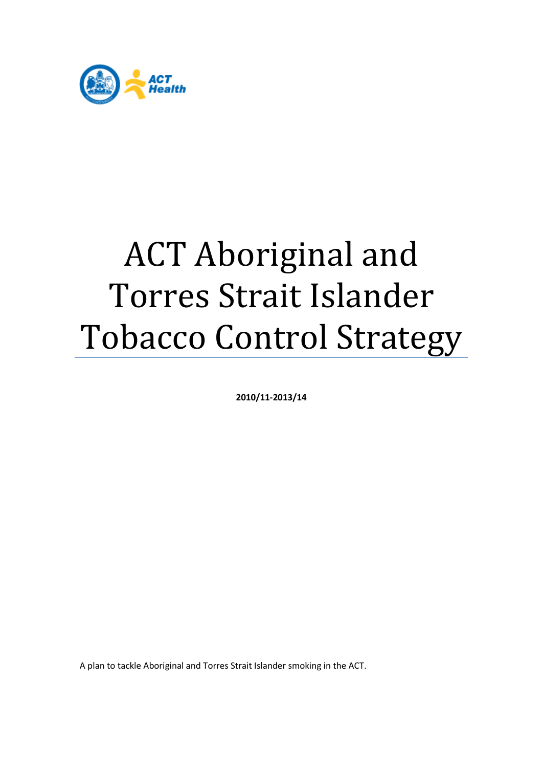# ACT Aboriginal and Torres Strait Islander Tobacco Control Strategy

**2010/11-2013/14**

A plan to tackle Aboriginal and Torres Strait Islander smoking in the ACT.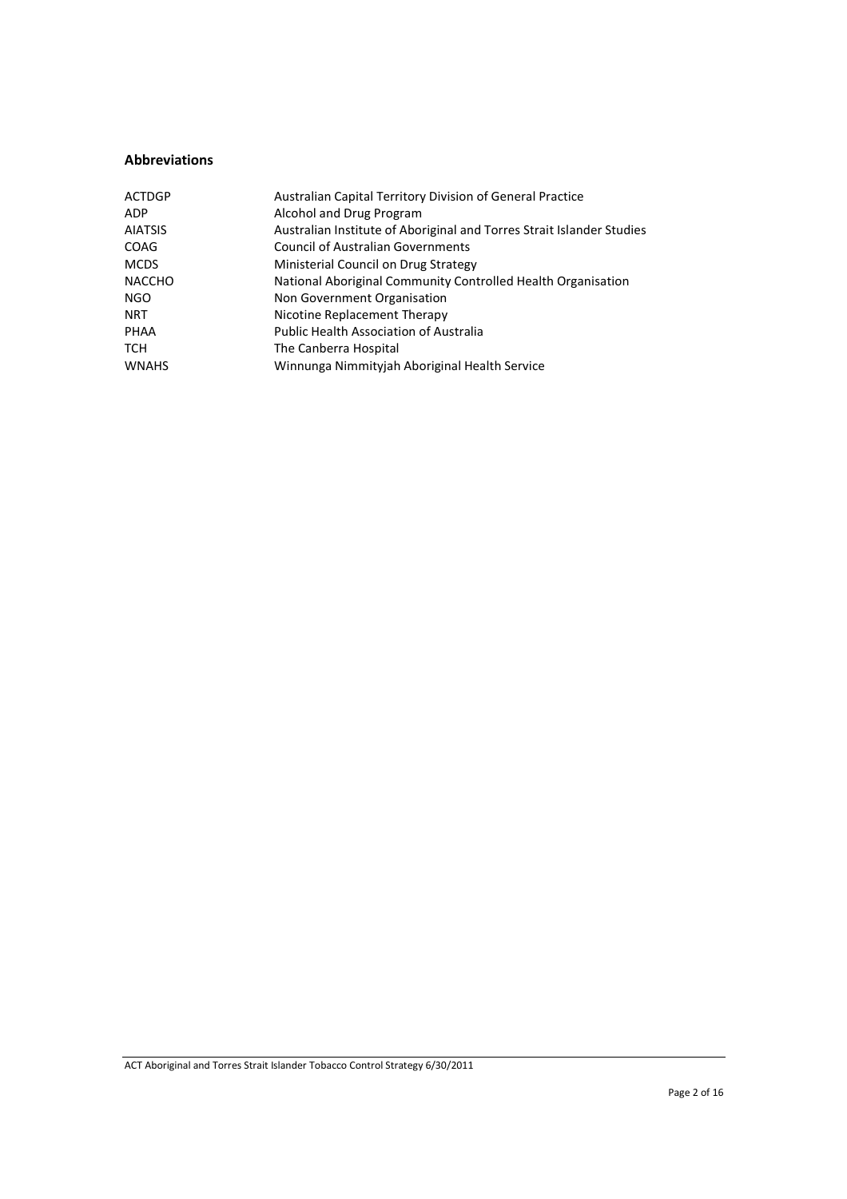## Abbreviations

| | |
|---|---|
| ACTDGP | Australian Capital Territory Division of General Practice |
| ADP | Alcohol and Drug Program |
| AIATSIS | Australian Institute of Aboriginal and Torres Strait Islander Studies |
| COAG | Council of Australian Governments |
| MCDS | Ministerial Council on Drug Strategy |
| NACCHO | National Aboriginal Community Controlled Health Organisation |
| NGO | Non Government Organisation |
| NRT | Nicotine Replacement Therapy |
| PHAA | Public Health Association of Australia |
| TCH | The Canberra Hospital |
| WNAHS | Winnunga Nimmityjah Aboriginal Health Service |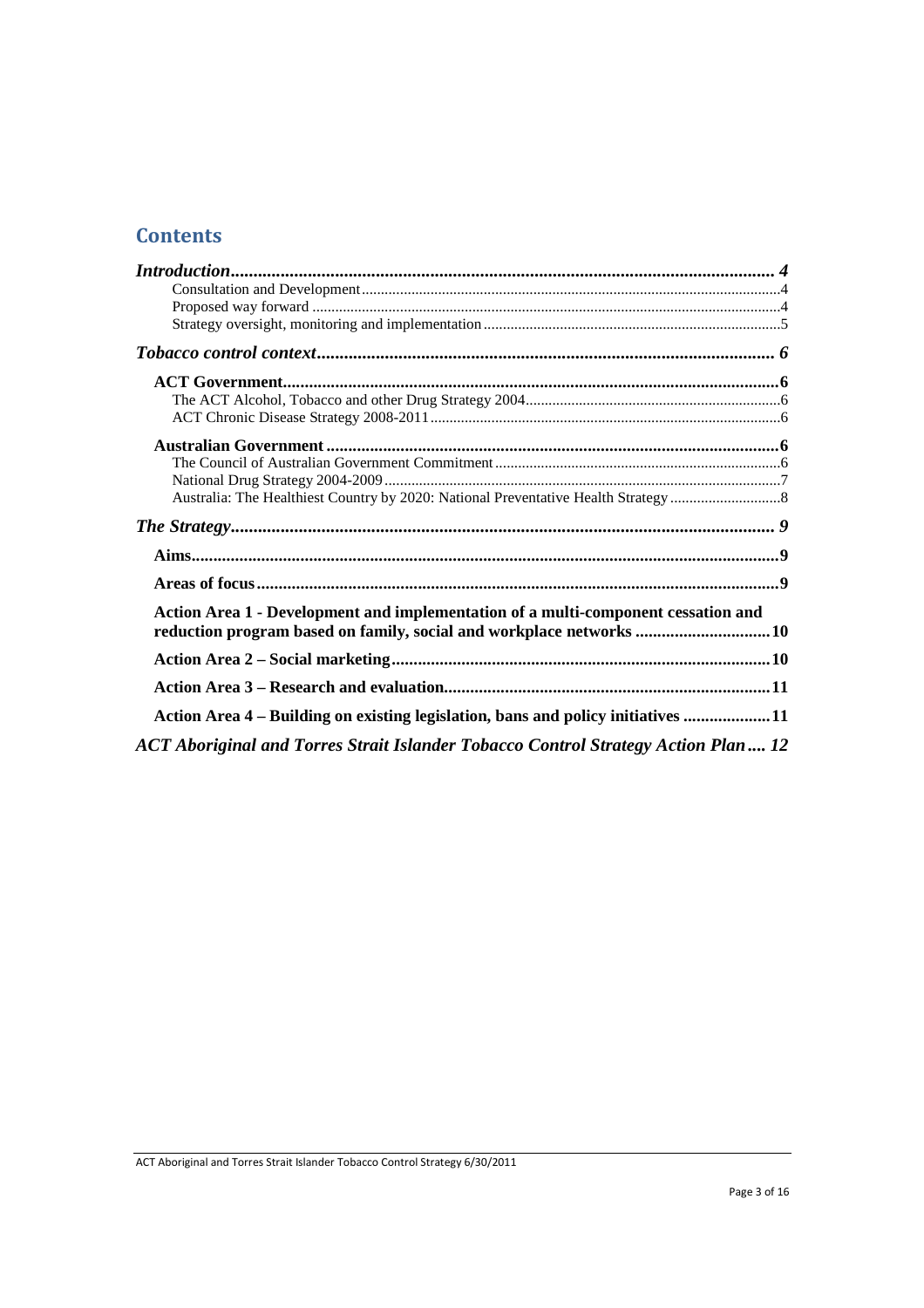## Contents

*Introduction* ........ 4
- Consultation and Development ........ 4
- Proposed way forward ........ 4
- Strategy oversight, monitoring and implementation ........ 5

*Tobacco control context* ........ 6

**ACT Government** ........ 6
- The ACT Alcohol, Tobacco and other Drug Strategy 2004 ........ 6
- ACT Chronic Disease Strategy 2008-2011 ........ 6

**Australian Government** ........ 6
- The Council of Australian Government Commitment ........ 6
- National Drug Strategy 2004-2009 ........ 7
- Australia: The Healthiest Country by 2020: National Preventative Health Strategy ........ 8

*The Strategy* ........ 9

**Aims** ........ 9

**Areas of focus** ........ 9

**Action Area 1 - Development and implementation of a multi-component cessation and reduction program based on family, social and workplace networks** ........ 10

**Action Area 2 – Social marketing** ........ 10

**Action Area 3 – Research and evaluation** ........ 11

**Action Area 4 – Building on existing legislation, bans and policy initiatives** ........ 11

*ACT Aboriginal and Torres Strait Islander Tobacco Control Strategy Action Plan* ........ 12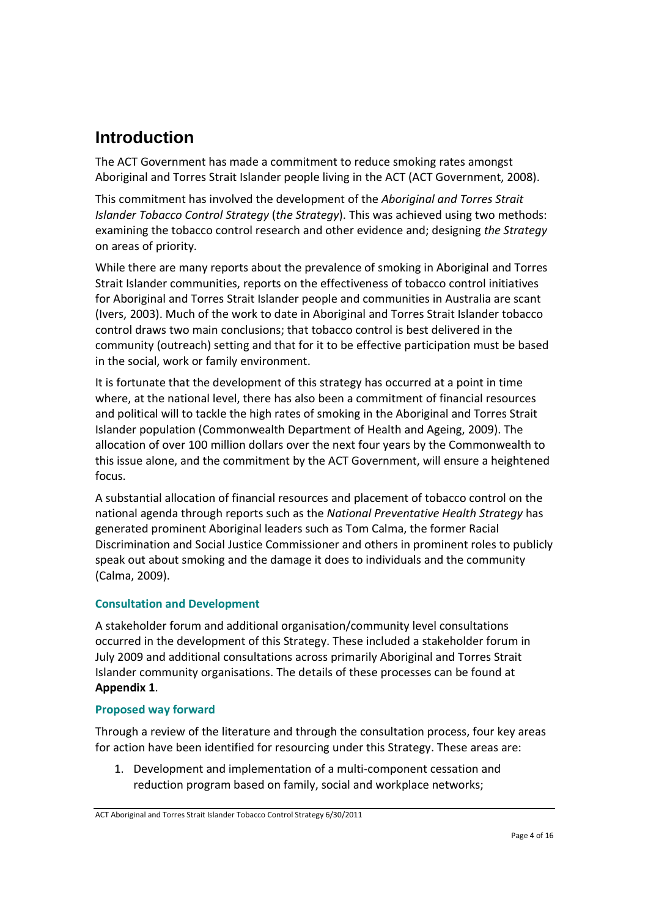# Introduction

The ACT Government has made a commitment to reduce smoking rates amongst Aboriginal and Torres Strait Islander people living in the ACT (ACT Government, 2008).

This commitment has involved the development of the *Aboriginal and Torres Strait Islander Tobacco Control Strategy* (*the Strategy*). This was achieved using two methods: examining the tobacco control research and other evidence and; designing *the Strategy* on areas of priority.

While there are many reports about the prevalence of smoking in Aboriginal and Torres Strait Islander communities, reports on the effectiveness of tobacco control initiatives for Aboriginal and Torres Strait Islander people and communities in Australia are scant (Ivers, 2003). Much of the work to date in Aboriginal and Torres Strait Islander tobacco control draws two main conclusions; that tobacco control is best delivered in the community (outreach) setting and that for it to be effective participation must be based in the social, work or family environment.

It is fortunate that the development of this strategy has occurred at a point in time where, at the national level, there has also been a commitment of financial resources and political will to tackle the high rates of smoking in the Aboriginal and Torres Strait Islander population (Commonwealth Department of Health and Ageing, 2009). The allocation of over 100 million dollars over the next four years by the Commonwealth to this issue alone, and the commitment by the ACT Government, will ensure a heightened focus.

A substantial allocation of financial resources and placement of tobacco control on the national agenda through reports such as the *National Preventative Health Strategy* has generated prominent Aboriginal leaders such as Tom Calma, the former Racial Discrimination and Social Justice Commissioner and others in prominent roles to publicly speak out about smoking and the damage it does to individuals and the community (Calma, 2009).

### Consultation and Development

A stakeholder forum and additional organisation/community level consultations occurred in the development of this Strategy. These included a stakeholder forum in July 2009 and additional consultations across primarily Aboriginal and Torres Strait Islander community organisations. The details of these processes can be found at **Appendix 1**.

### Proposed way forward

Through a review of the literature and through the consultation process, four key areas for action have been identified for resourcing under this Strategy. These areas are:

1. Development and implementation of a multi-component cessation and reduction program based on family, social and workplace networks;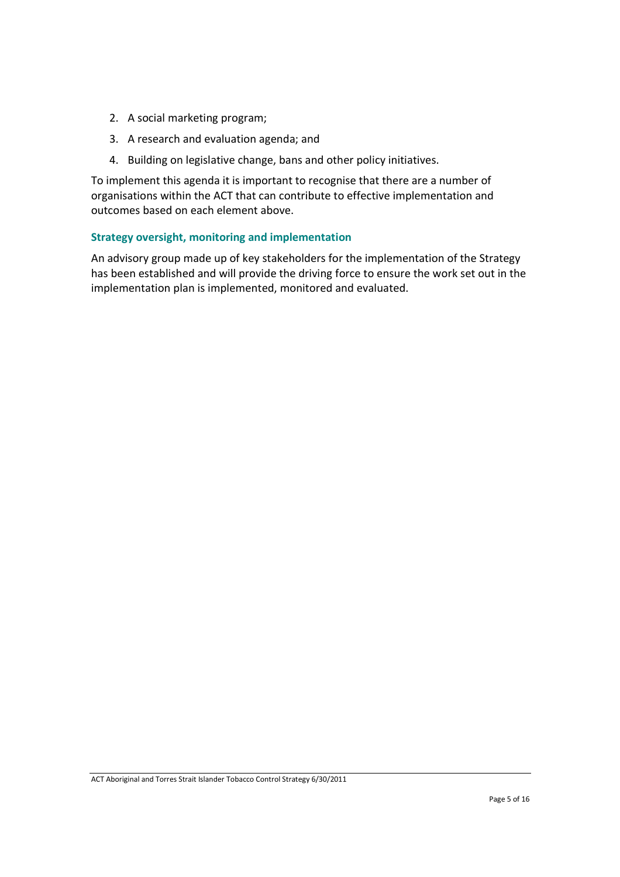2. A social marketing program;
3. A research and evaluation agenda; and
4. Building on legislative change, bans and other policy initiatives.

To implement this agenda it is important to recognise that there are a number of organisations within the ACT that can contribute to effective implementation and outcomes based on each element above.

### Strategy oversight, monitoring and implementation

An advisory group made up of key stakeholders for the implementation of the Strategy has been established and will provide the driving force to ensure the work set out in the implementation plan is implemented, monitored and evaluated.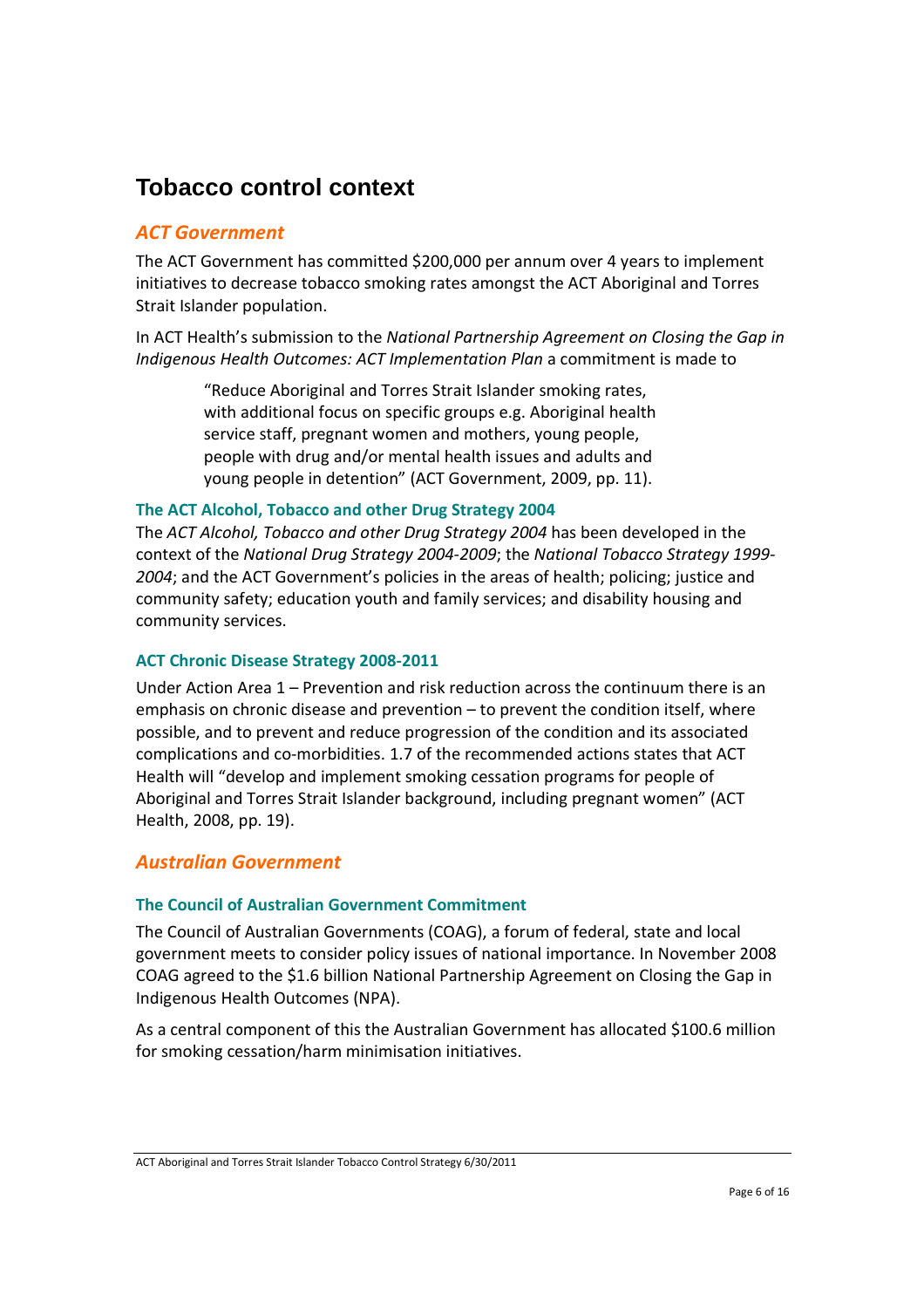# Tobacco control context

## *ACT Government*

The ACT Government has committed $200,000 per annum over 4 years to implement initiatives to decrease tobacco smoking rates amongst the ACT Aboriginal and Torres Strait Islander population.

In ACT Health's submission to the *National Partnership Agreement on Closing the Gap in Indigenous Health Outcomes: ACT Implementation Plan* a commitment is made to

> "Reduce Aboriginal and Torres Strait Islander smoking rates, with additional focus on specific groups e.g. Aboriginal health service staff, pregnant women and mothers, young people, people with drug and/or mental health issues and adults and young people in detention" (ACT Government, 2009, pp. 11).

### The ACT Alcohol, Tobacco and other Drug Strategy 2004

The *ACT Alcohol, Tobacco and other Drug Strategy 2004* has been developed in the context of the *National Drug Strategy 2004-2009*; the *National Tobacco Strategy 1999-2004*; and the ACT Government's policies in the areas of health; policing; justice and community safety; education youth and family services; and disability housing and community services.

### ACT Chronic Disease Strategy 2008-2011

Under Action Area 1 – Prevention and risk reduction across the continuum there is an emphasis on chronic disease and prevention – to prevent the condition itself, where possible, and to prevent and reduce progression of the condition and its associated complications and co-morbidities. 1.7 of the recommended actions states that ACT Health will "develop and implement smoking cessation programs for people of Aboriginal and Torres Strait Islander background, including pregnant women" (ACT Health, 2008, pp. 19).

## *Australian Government*

### The Council of Australian Government Commitment

The Council of Australian Governments (COAG), a forum of federal, state and local government meets to consider policy issues of national importance. In November 2008 COAG agreed to the $1.6 billion National Partnership Agreement on Closing the Gap in Indigenous Health Outcomes (NPA).

As a central component of this the Australian Government has allocated $100.6 million for smoking cessation/harm minimisation initiatives.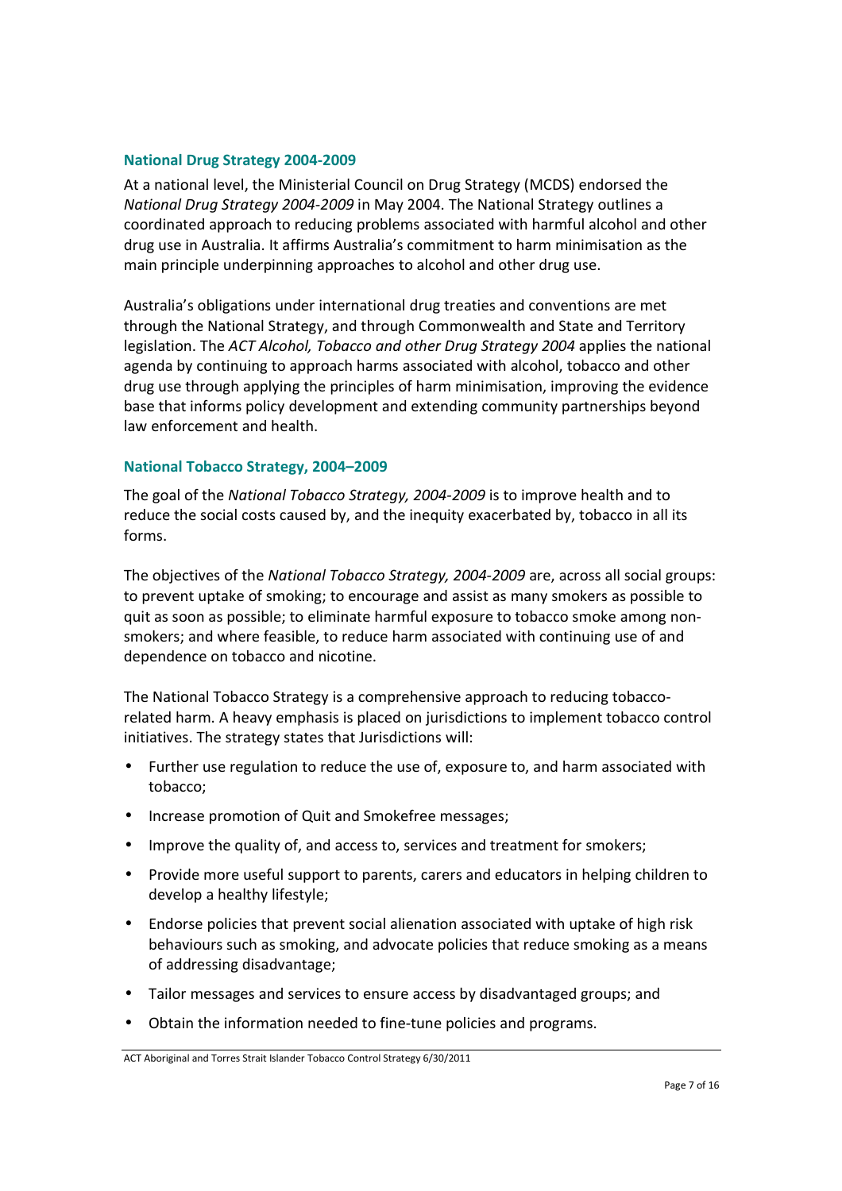### National Drug Strategy 2004-2009

At a national level, the Ministerial Council on Drug Strategy (MCDS) endorsed the *National Drug Strategy 2004-2009* in May 2004. The National Strategy outlines a coordinated approach to reducing problems associated with harmful alcohol and other drug use in Australia. It affirms Australia's commitment to harm minimisation as the main principle underpinning approaches to alcohol and other drug use.

Australia's obligations under international drug treaties and conventions are met through the National Strategy, and through Commonwealth and State and Territory legislation. The *ACT Alcohol, Tobacco and other Drug Strategy 2004* applies the national agenda by continuing to approach harms associated with alcohol, tobacco and other drug use through applying the principles of harm minimisation, improving the evidence base that informs policy development and extending community partnerships beyond law enforcement and health.

### National Tobacco Strategy, 2004–2009

The goal of the *National Tobacco Strategy, 2004-2009* is to improve health and to reduce the social costs caused by, and the inequity exacerbated by, tobacco in all its forms.

The objectives of the *National Tobacco Strategy, 2004-2009* are, across all social groups: to prevent uptake of smoking; to encourage and assist as many smokers as possible to quit as soon as possible; to eliminate harmful exposure to tobacco smoke among non-smokers; and where feasible, to reduce harm associated with continuing use of and dependence on tobacco and nicotine.

The National Tobacco Strategy is a comprehensive approach to reducing tobacco-related harm. A heavy emphasis is placed on jurisdictions to implement tobacco control initiatives. The strategy states that Jurisdictions will:

- Further use regulation to reduce the use of, exposure to, and harm associated with tobacco;
- Increase promotion of Quit and Smokefree messages;
- Improve the quality of, and access to, services and treatment for smokers;
- Provide more useful support to parents, carers and educators in helping children to develop a healthy lifestyle;
- Endorse policies that prevent social alienation associated with uptake of high risk behaviours such as smoking, and advocate policies that reduce smoking as a means of addressing disadvantage;
- Tailor messages and services to ensure access by disadvantaged groups; and
- Obtain the information needed to fine-tune policies and programs.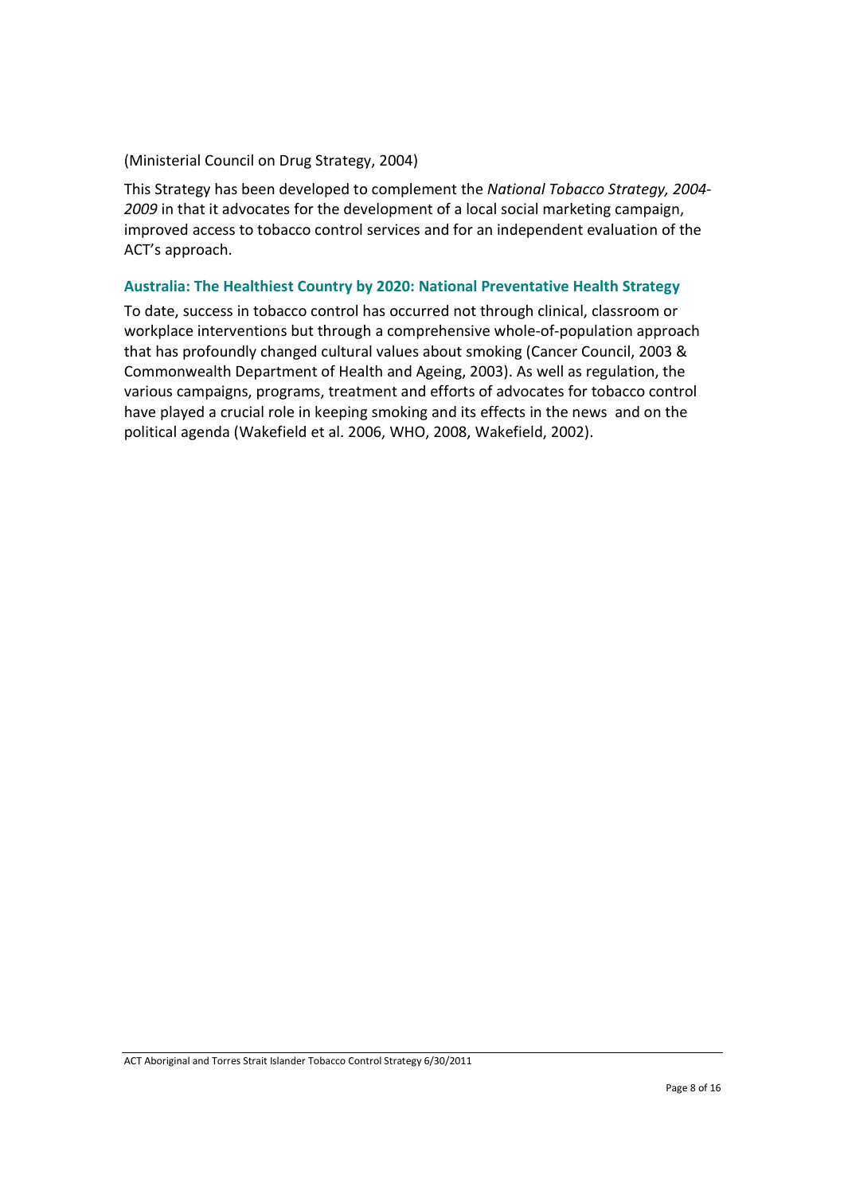(Ministerial Council on Drug Strategy, 2004)

This Strategy has been developed to complement the *National Tobacco Strategy, 2004-2009* in that it advocates for the development of a local social marketing campaign, improved access to tobacco control services and for an independent evaluation of the ACT's approach.

### Australia: The Healthiest Country by 2020: National Preventative Health Strategy

To date, success in tobacco control has occurred not through clinical, classroom or workplace interventions but through a comprehensive whole-of-population approach that has profoundly changed cultural values about smoking (Cancer Council, 2003 & Commonwealth Department of Health and Ageing, 2003). As well as regulation, the various campaigns, programs, treatment and efforts of advocates for tobacco control have played a crucial role in keeping smoking and its effects in the news and on the political agenda (Wakefield et al. 2006, WHO, 2008, Wakefield, 2002).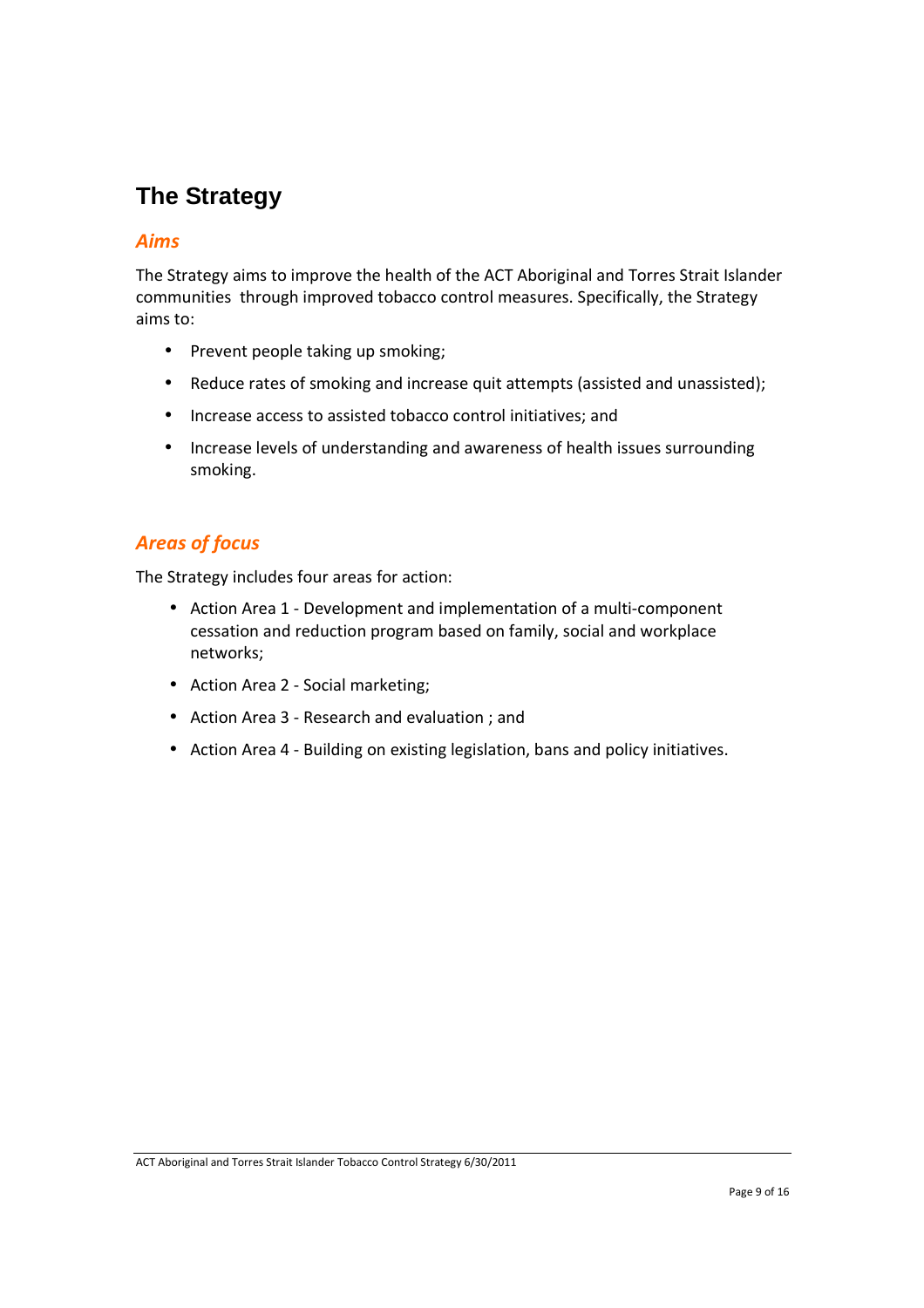# The Strategy

## *Aims*

The Strategy aims to improve the health of the ACT Aboriginal and Torres Strait Islander communities through improved tobacco control measures. Specifically, the Strategy aims to:

- Prevent people taking up smoking;
- Reduce rates of smoking and increase quit attempts (assisted and unassisted);
- Increase access to assisted tobacco control initiatives; and
- Increase levels of understanding and awareness of health issues surrounding smoking.

## *Areas of focus*

The Strategy includes four areas for action:

- Action Area 1 - Development and implementation of a multi-component cessation and reduction program based on family, social and workplace networks;
- Action Area 2 - Social marketing;
- Action Area 3 - Research and evaluation ; and
- Action Area 4 - Building on existing legislation, bans and policy initiatives.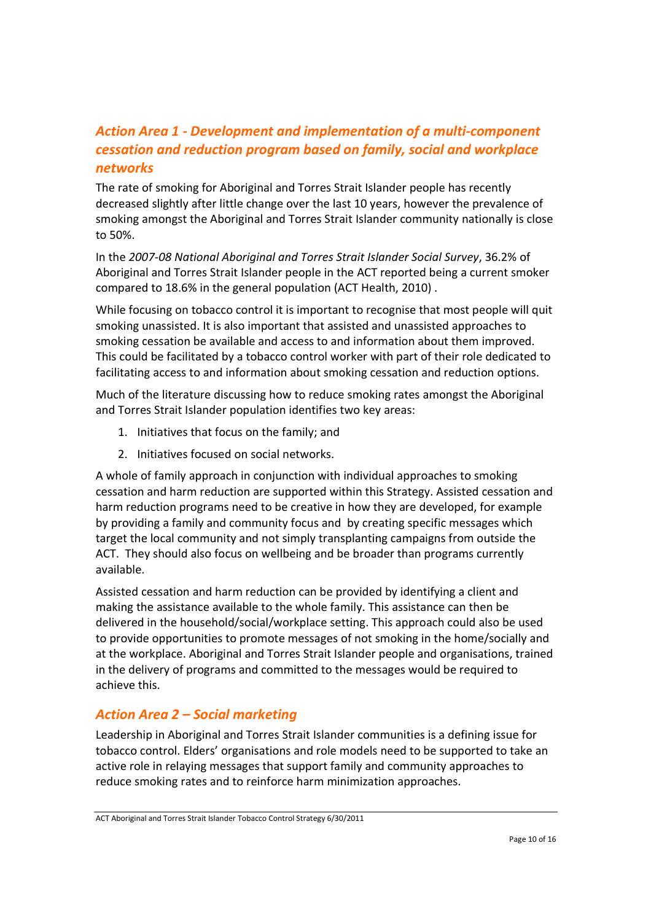## *Action Area 1 - Development and implementation of a multi-component cessation and reduction program based on family, social and workplace networks*

The rate of smoking for Aboriginal and Torres Strait Islander people has recently decreased slightly after little change over the last 10 years, however the prevalence of smoking amongst the Aboriginal and Torres Strait Islander community nationally is close to 50%.

In the *2007-08 National Aboriginal and Torres Strait Islander Social Survey*, 36.2% of Aboriginal and Torres Strait Islander people in the ACT reported being a current smoker compared to 18.6% in the general population (ACT Health, 2010) .

While focusing on tobacco control it is important to recognise that most people will quit smoking unassisted. It is also important that assisted and unassisted approaches to smoking cessation be available and access to and information about them improved. This could be facilitated by a tobacco control worker with part of their role dedicated to facilitating access to and information about smoking cessation and reduction options.

Much of the literature discussing how to reduce smoking rates amongst the Aboriginal and Torres Strait Islander population identifies two key areas:

1. Initiatives that focus on the family; and
2. Initiatives focused on social networks.

A whole of family approach in conjunction with individual approaches to smoking cessation and harm reduction are supported within this Strategy. Assisted cessation and harm reduction programs need to be creative in how they are developed, for example by providing a family and community focus and by creating specific messages which target the local community and not simply transplanting campaigns from outside the ACT. They should also focus on wellbeing and be broader than programs currently available.

Assisted cessation and harm reduction can be provided by identifying a client and making the assistance available to the whole family. This assistance can then be delivered in the household/social/workplace setting. This approach could also be used to provide opportunities to promote messages of not smoking in the home/socially and at the workplace. Aboriginal and Torres Strait Islander people and organisations, trained in the delivery of programs and committed to the messages would be required to achieve this.

## *Action Area 2 – Social marketing*

Leadership in Aboriginal and Torres Strait Islander communities is a defining issue for tobacco control. Elders' organisations and role models need to be supported to take an active role in relaying messages that support family and community approaches to reduce smoking rates and to reinforce harm minimization approaches.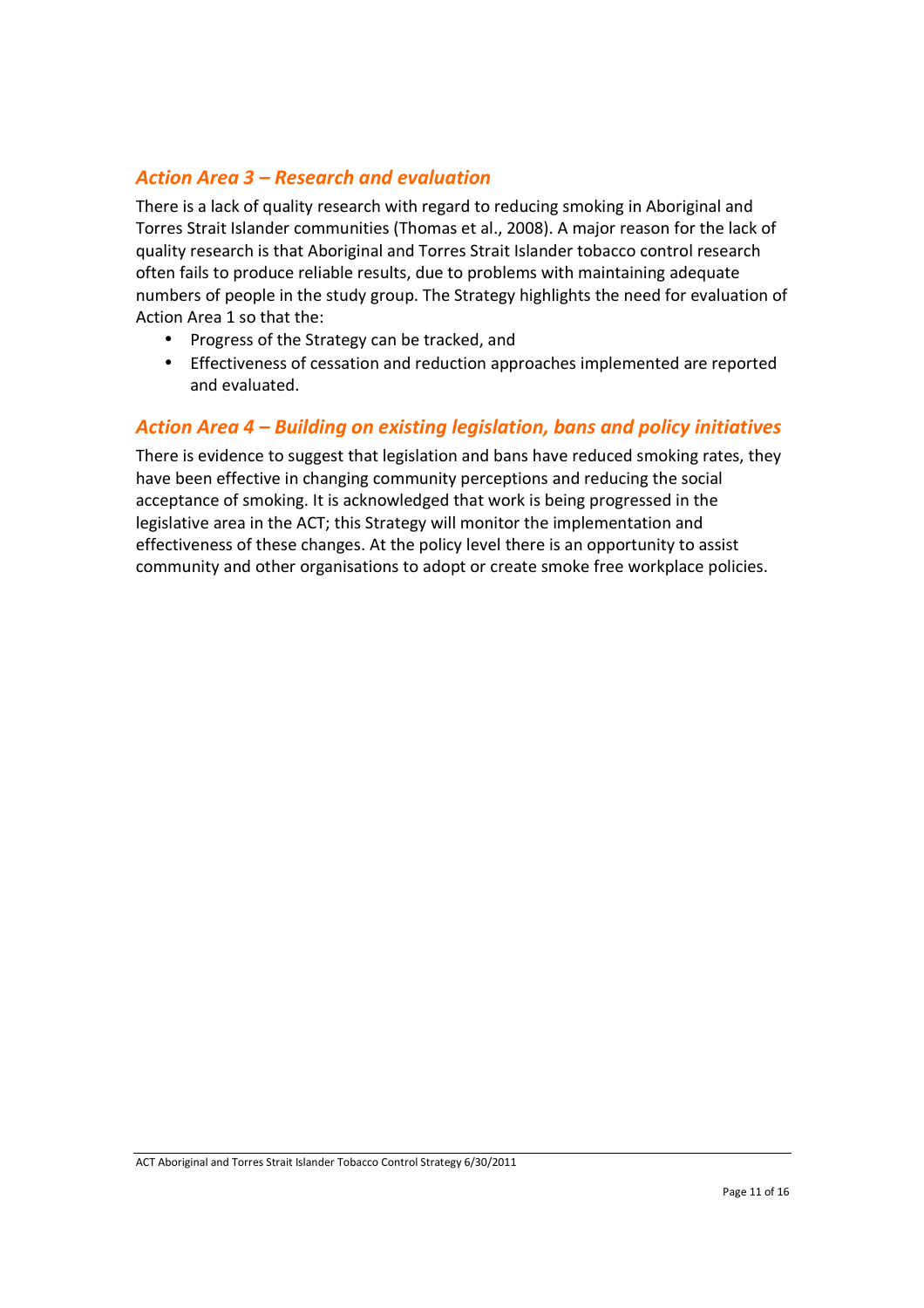### *Action Area 3 – Research and evaluation*

There is a lack of quality research with regard to reducing smoking in Aboriginal and Torres Strait Islander communities (Thomas et al., 2008). A major reason for the lack of quality research is that Aboriginal and Torres Strait Islander tobacco control research often fails to produce reliable results, due to problems with maintaining adequate numbers of people in the study group. The Strategy highlights the need for evaluation of Action Area 1 so that the:

- Progress of the Strategy can be tracked, and
- Effectiveness of cessation and reduction approaches implemented are reported and evaluated.

### *Action Area 4 – Building on existing legislation, bans and policy initiatives*

There is evidence to suggest that legislation and bans have reduced smoking rates, they have been effective in changing community perceptions and reducing the social acceptance of smoking. It is acknowledged that work is being progressed in the legislative area in the ACT; this Strategy will monitor the implementation and effectiveness of these changes. At the policy level there is an opportunity to assist community and other organisations to adopt or create smoke free workplace policies.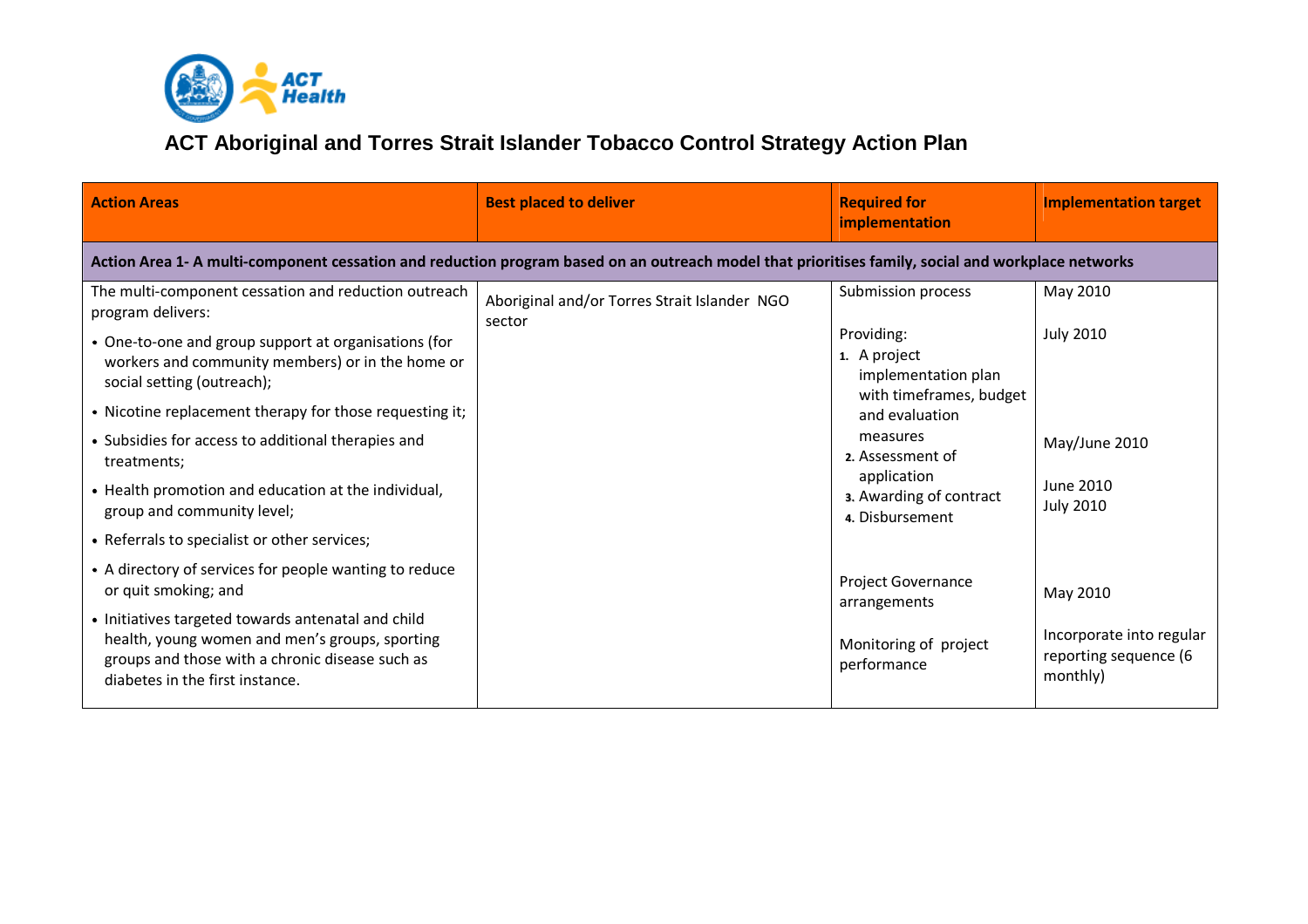# ACT Aboriginal and Torres Strait Islander Tobacco Control Strategy Action Plan

| **Action Areas** | **Best placed to deliver** | **Required for implementation** | **Implementation target** |
|---|---|---|---|
| **Action Area 1- A multi-component cessation and reduction program based on an outreach model that prioritises family, social and workplace networks** | | | |
| The multi-component cessation and reduction outreach program delivers:<br>• One-to-one and group support at organisations (for workers and community members) or in the home or social setting (outreach);<br>• Nicotine replacement therapy for those requesting it;<br>• Subsidies for access to additional therapies and treatments;<br>• Health promotion and education at the individual, group and community level;<br>• Referrals to specialist or other services;<br>• A directory of services for people wanting to reduce or quit smoking; and<br>• Initiatives targeted towards antenatal and child health, young women and men's groups, sporting groups and those with a chronic disease such as diabetes in the first instance. | Aboriginal and/or Torres Strait Islander NGO sector | Submission process<br><br>Providing:<br>1. A project implementation plan with timeframes, budget and evaluation measures<br>2. Assessment of application<br>3. Awarding of contract<br>4. Disbursement<br><br>Project Governance arrangements<br><br>Monitoring of project performance | May 2010<br><br>July 2010<br><br>May/June 2010<br><br>June 2010<br>July 2010<br><br>May 2010<br><br>Incorporate into regular reporting sequence (6 monthly) |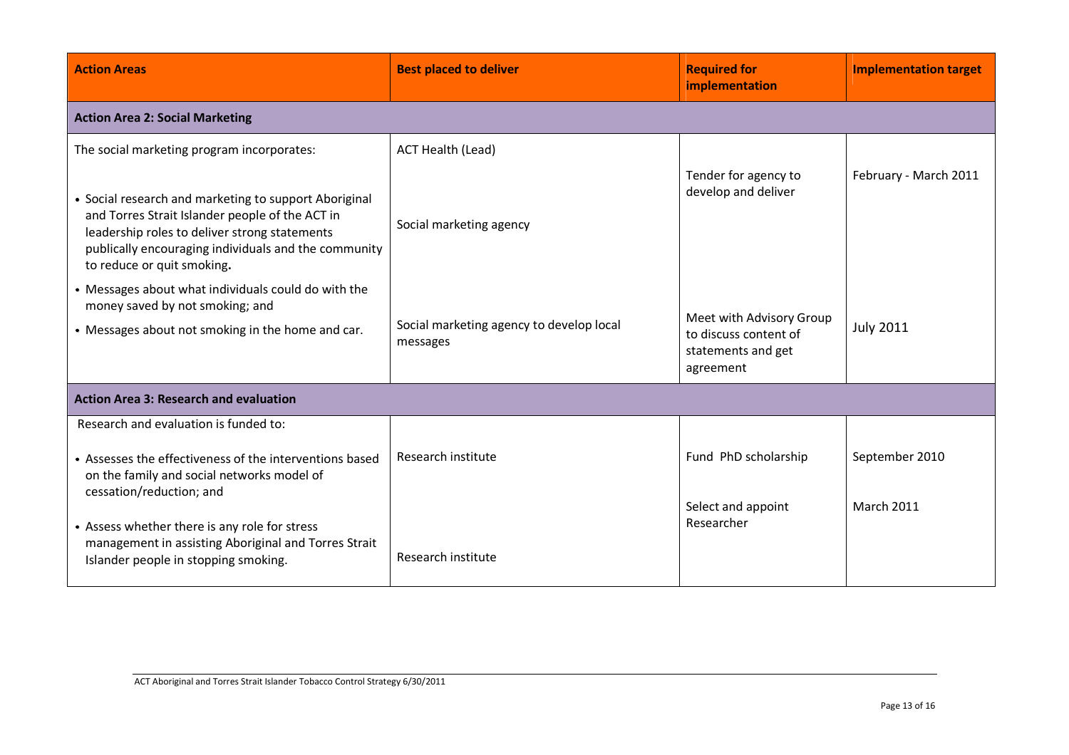| Action Areas | Best placed to deliver | Required for implementation | Implementation target |
|---|---|---|---|
| **Action Area 2: Social Marketing** | | | |
| The social marketing program incorporates:<br><br>• Social research and marketing to support Aboriginal and Torres Strait Islander people of the ACT in leadership roles to deliver strong statements publically encouraging individuals and the community to reduce or quit smoking.<br>• Messages about what individuals could do with the money saved by not smoking; and<br>• Messages about not smoking in the home and car. | ACT Health (Lead)<br><br>Social marketing agency<br><br>Social marketing agency to develop local messages | Tender for agency to develop and deliver<br><br>Meet with Advisory Group to discuss content of statements and get agreement | February - March 2011<br><br>July 2011 |
| **Action Area 3: Research and evaluation** | | | |
| Research and evaluation is funded to:<br><br>• Assesses the effectiveness of the interventions based on the family and social networks model of cessation/reduction; and<br><br>• Assess whether there is any role for stress management in assisting Aboriginal and Torres Strait Islander people in stopping smoking. | Research institute<br><br>Research institute | Fund PhD scholarship<br><br>Select and appoint Researcher | September 2010<br><br>March 2011 |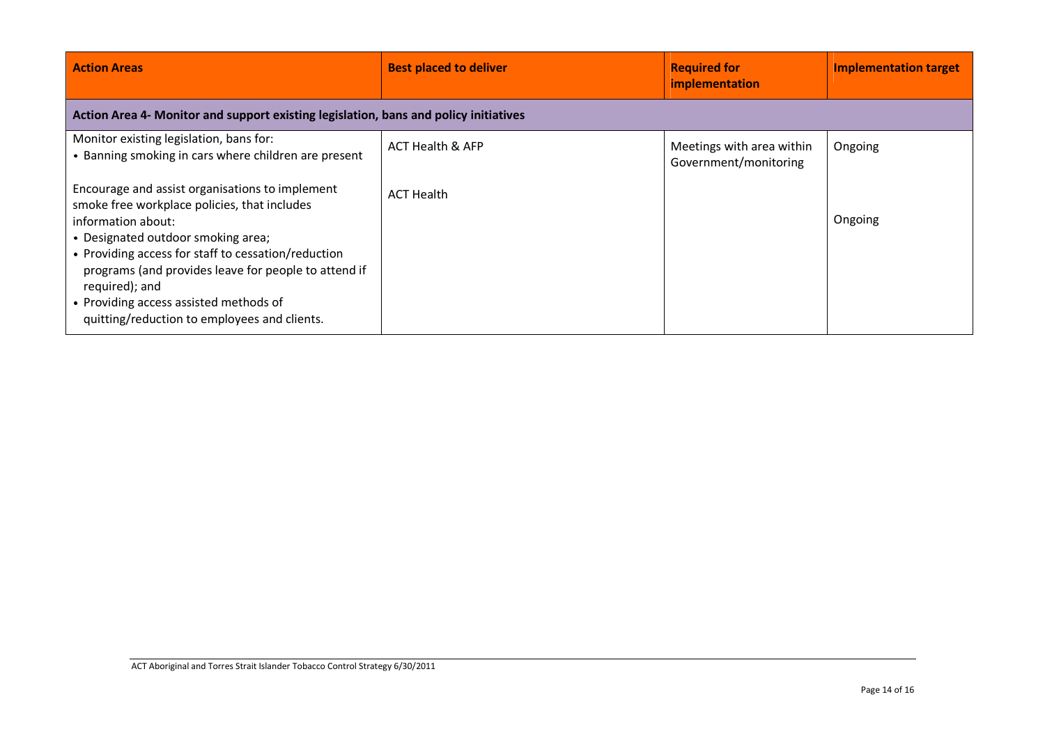| Action Areas | Best placed to deliver | Required for implementation | Implementation target |
|---|---|---|---|
| **Action Area 4- Monitor and support existing legislation, bans and policy initiatives** | | | |
| Monitor existing legislation, bans for:<br>• Banning smoking in cars where children are present | ACT Health & AFP | Meetings with area within Government/monitoring | Ongoing |
| Encourage and assist organisations to implement smoke free workplace policies, that includes information about:<br>• Designated outdoor smoking area;<br>• Providing access for staff to cessation/reduction programs (and provides leave for people to attend if required); and<br>• Providing access assisted methods of quitting/reduction to employees and clients. | ACT Health | | Ongoing |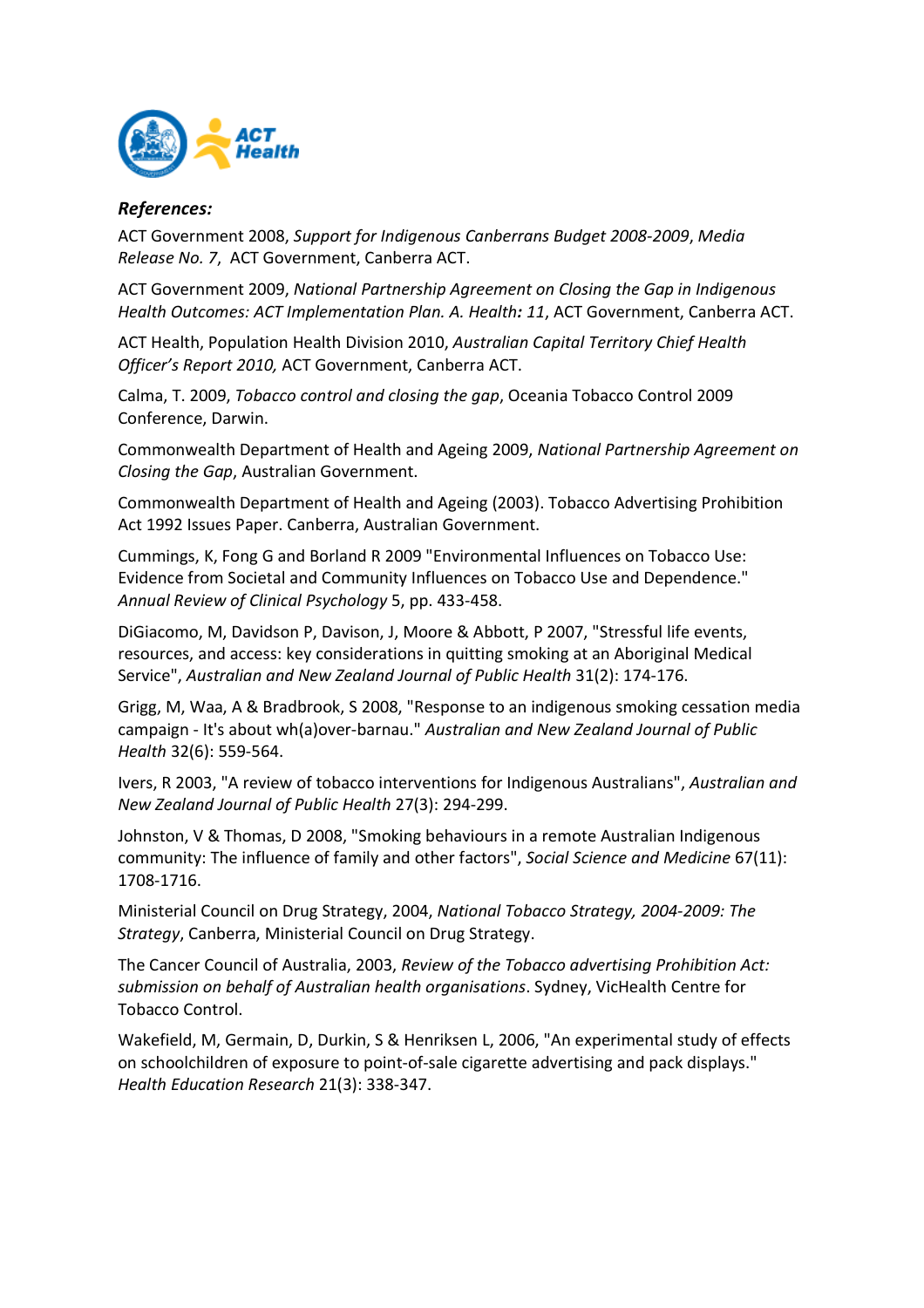***References:***

ACT Government 2008, *Support for Indigenous Canberrans Budget 2008-2009*, *Media Release No. 7*, ACT Government, Canberra ACT.

ACT Government 2009, *National Partnership Agreement on Closing the Gap in Indigenous Health Outcomes: ACT Implementation Plan. A. Health: 11*, ACT Government, Canberra ACT.

ACT Health, Population Health Division 2010, *Australian Capital Territory Chief Health Officer's Report 2010,* ACT Government, Canberra ACT.

Calma, T. 2009, *Tobacco control and closing the gap*, Oceania Tobacco Control 2009 Conference, Darwin.

Commonwealth Department of Health and Ageing 2009, *National Partnership Agreement on Closing the Gap*, Australian Government.

Commonwealth Department of Health and Ageing (2003). Tobacco Advertising Prohibition Act 1992 Issues Paper. Canberra, Australian Government.

Cummings, K, Fong G and Borland R 2009 "Environmental Influences on Tobacco Use: Evidence from Societal and Community Influences on Tobacco Use and Dependence." *Annual Review of Clinical Psychology* 5, pp. 433-458.

DiGiacomo, M, Davidson P, Davison, J, Moore & Abbott, P 2007, "Stressful life events, resources, and access: key considerations in quitting smoking at an Aboriginal Medical Service", *Australian and New Zealand Journal of Public Health* 31(2): 174-176.

Grigg, M, Waa, A & Bradbrook, S 2008, "Response to an indigenous smoking cessation media campaign - It's about wh(a)over-barnau." *Australian and New Zealand Journal of Public Health* 32(6): 559-564.

Ivers, R 2003, "A review of tobacco interventions for Indigenous Australians", *Australian and New Zealand Journal of Public Health* 27(3): 294-299.

Johnston, V & Thomas, D 2008, "Smoking behaviours in a remote Australian Indigenous community: The influence of family and other factors", *Social Science and Medicine* 67(11): 1708-1716.

Ministerial Council on Drug Strategy, 2004, *National Tobacco Strategy, 2004-2009: The Strategy*, Canberra, Ministerial Council on Drug Strategy.

The Cancer Council of Australia, 2003, *Review of the Tobacco advertising Prohibition Act: submission on behalf of Australian health organisations*. Sydney, VicHealth Centre for Tobacco Control.

Wakefield, M, Germain, D, Durkin, S & Henriksen L, 2006, "An experimental study of effects on schoolchildren of exposure to point-of-sale cigarette advertising and pack displays." *Health Education Research* 21(3): 338-347.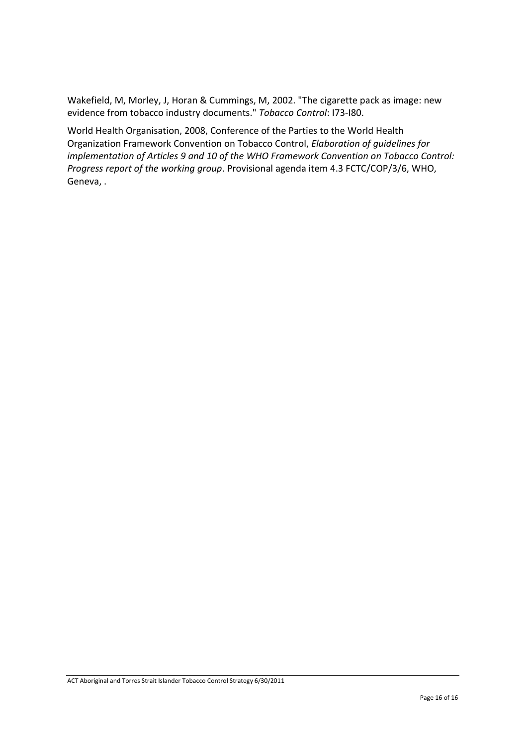Wakefield, M, Morley, J, Horan & Cummings, M, 2002. "The cigarette pack as image: new evidence from tobacco industry documents." *Tobacco Control*: I73-I80.

World Health Organisation, 2008, Conference of the Parties to the World Health Organization Framework Convention on Tobacco Control, *Elaboration of guidelines for implementation of Articles 9 and 10 of the WHO Framework Convention on Tobacco Control: Progress report of the working group*. Provisional agenda item 4.3 FCTC/COP/3/6, WHO, Geneva, .